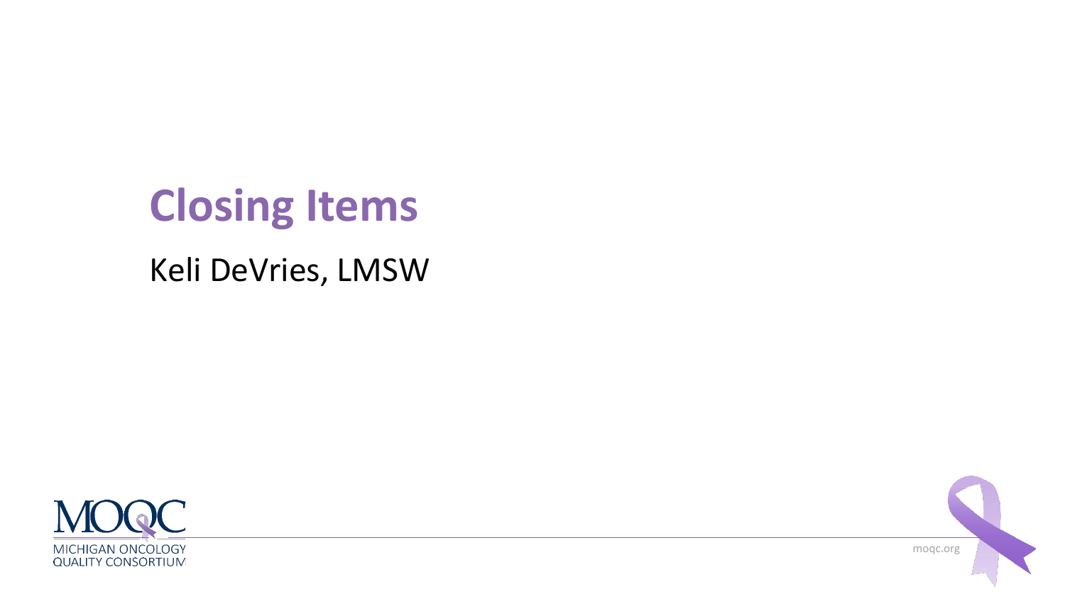# Closing Items

Keli DeVries, LMSW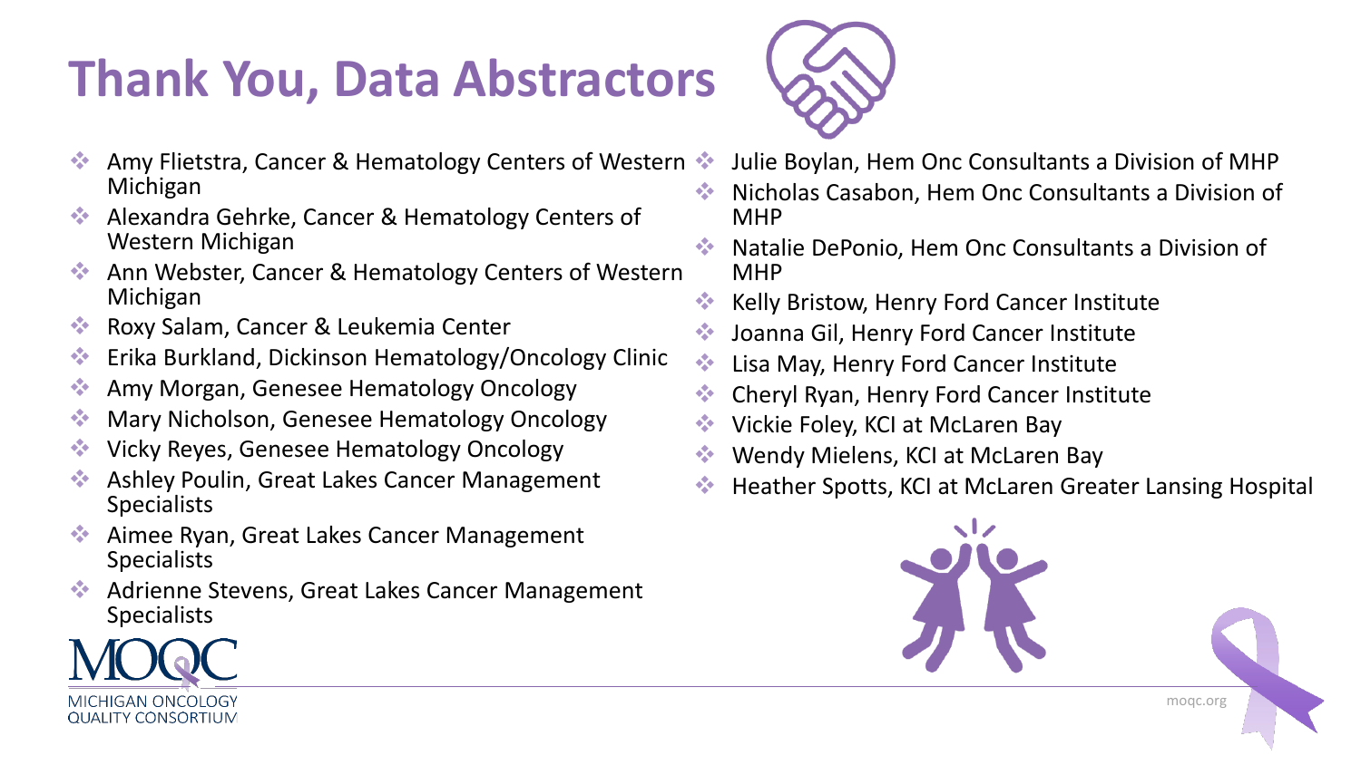# Thank You, Data Abstractors

- Amy Flietstra, Cancer & Hematology Centers of Western Michigan
- Alexandra Gehrke, Cancer & Hematology Centers of Western Michigan
- Ann Webster, Cancer & Hematology Centers of Western Michigan
- Roxy Salam, Cancer & Leukemia Center
- Erika Burkland, Dickinson Hematology/Oncology Clinic
- Amy Morgan, Genesee Hematology Oncology
- Mary Nicholson, Genesee Hematology Oncology
- Vicky Reyes, Genesee Hematology Oncology
- Ashley Poulin, Great Lakes Cancer Management Specialists
- Aimee Ryan, Great Lakes Cancer Management Specialists
- Adrienne Stevens, Great Lakes Cancer Management Specialists
- Julie Boylan, Hem Onc Consultants a Division of MHP
- Nicholas Casabon, Hem Onc Consultants a Division of MHP
- Natalie DePonio, Hem Onc Consultants a Division of MHP
- Kelly Bristow, Henry Ford Cancer Institute
- Joanna Gil, Henry Ford Cancer Institute
- Lisa May, Henry Ford Cancer Institute
- Cheryl Ryan, Henry Ford Cancer Institute
- Vickie Foley, KCI at McLaren Bay
- Wendy Mielens, KCI at McLaren Bay
- Heather Spotts, KCI at McLaren Greater Lansing Hospital

MOQC
MICHIGAN ONCOLOGY QUALITY CONSORTIUM

moqc.org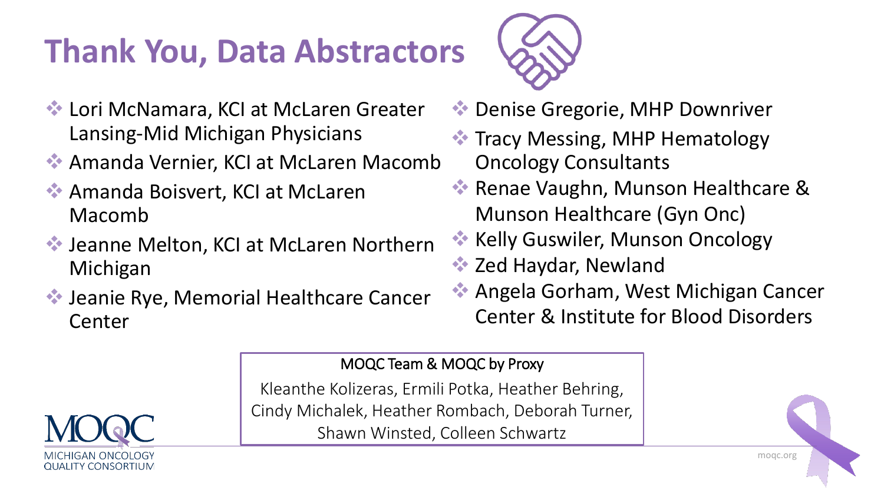# Thank You, Data Abstractors

- Lori McNamara, KCI at McLaren Greater Lansing-Mid Michigan Physicians
- Amanda Vernier, KCI at McLaren Macomb
- Amanda Boisvert, KCI at McLaren Macomb
- Jeanne Melton, KCI at McLaren Northern Michigan
- Jeanie Rye, Memorial Healthcare Cancer Center
- Denise Gregorie, MHP Downriver
- Tracy Messing, MHP Hematology Oncology Consultants
- Renae Vaughn, Munson Healthcare & Munson Healthcare (Gyn Onc)
- Kelly Guswiler, Munson Oncology
- Zed Haydar, Newland
- Angela Gorham, West Michigan Cancer Center & Institute for Blood Disorders

MOQC Team & MOQC by Proxy

Kleanthe Kolizeras, Ermili Potka, Heather Behring, Cindy Michalek, Heather Rombach, Deborah Turner, Shawn Winsted, Colleen Schwartz

MOQC MICHIGAN ONCOLOGY QUALITY CONSORTIUM

moqc.org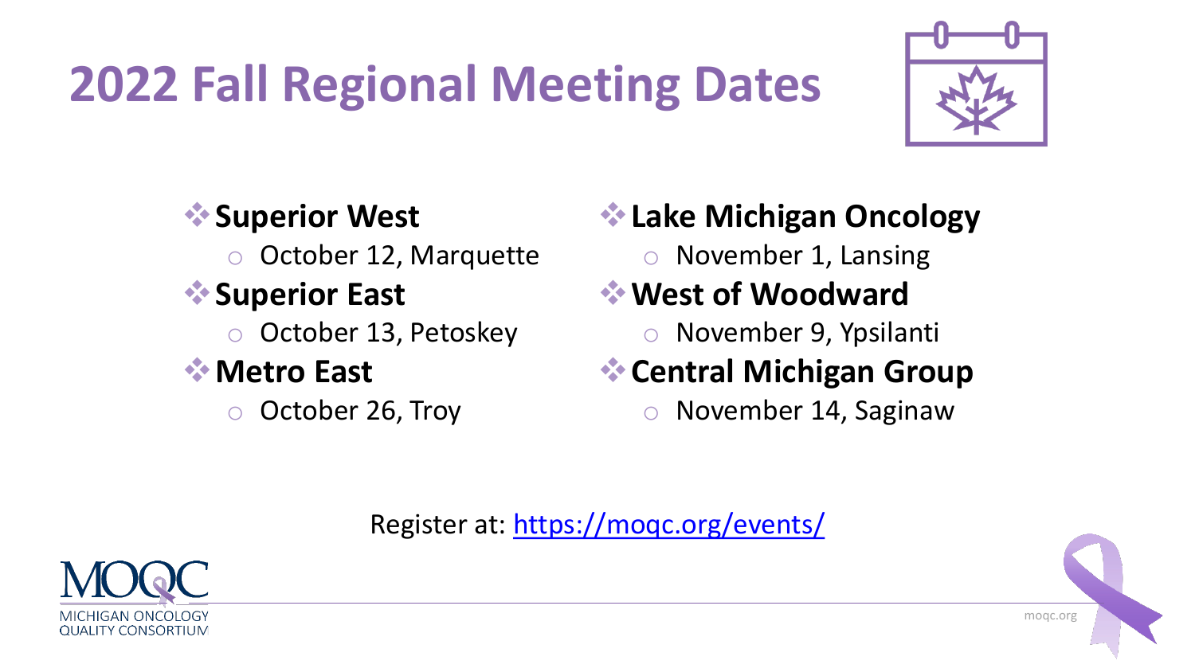# 2022 Fall Regional Meeting Dates

- **Superior West**
  - October 12, Marquette
- **Superior East**
  - October 13, Petoskey
- **Metro East**
  - October 26, Troy
- **Lake Michigan Oncology**
  - November 1, Lansing
- **West of Woodward**
  - November 9, Ypsilanti
- **Central Michigan Group**
  - November 14, Saginaw

Register at: [https://moqc.org/events/](https://moqc.org/events/)

MOQC
MICHIGAN ONCOLOGY QUALITY CONSORTIUM

moqc.org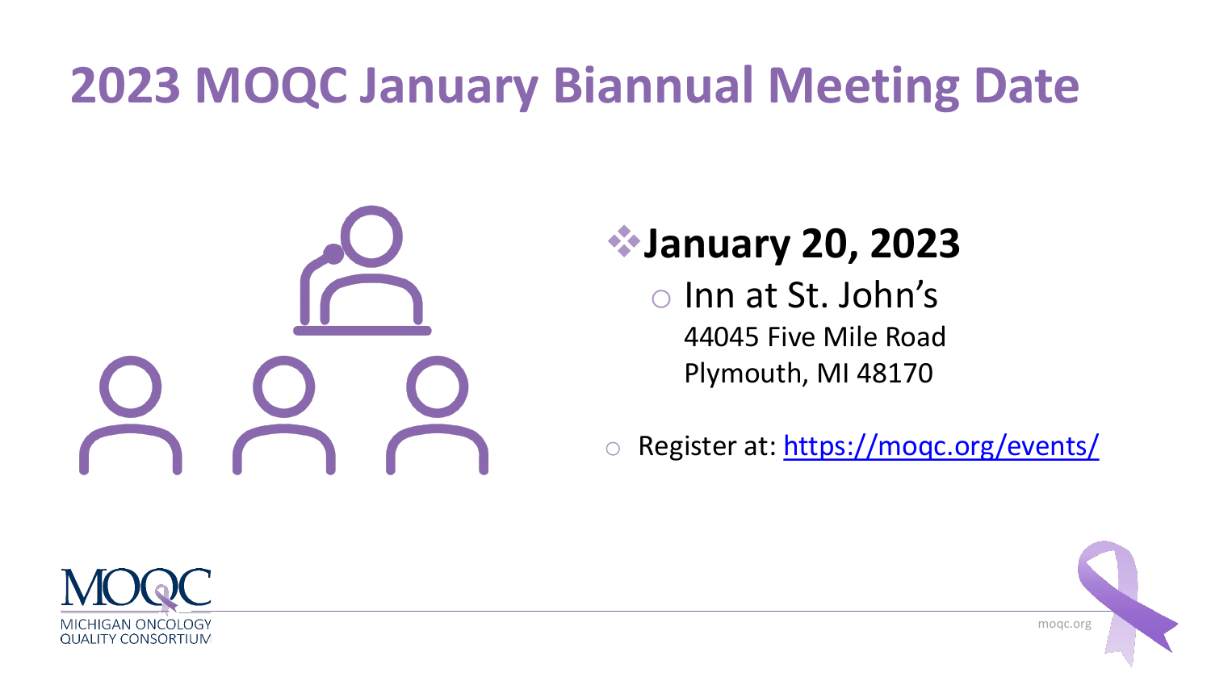# 2023 MOQC January Biannual Meeting Date

- **January 20, 2023**
  - Inn at St. John's
    44045 Five Mile Road
    Plymouth, MI 48170
- Register at: https://moqc.org/events/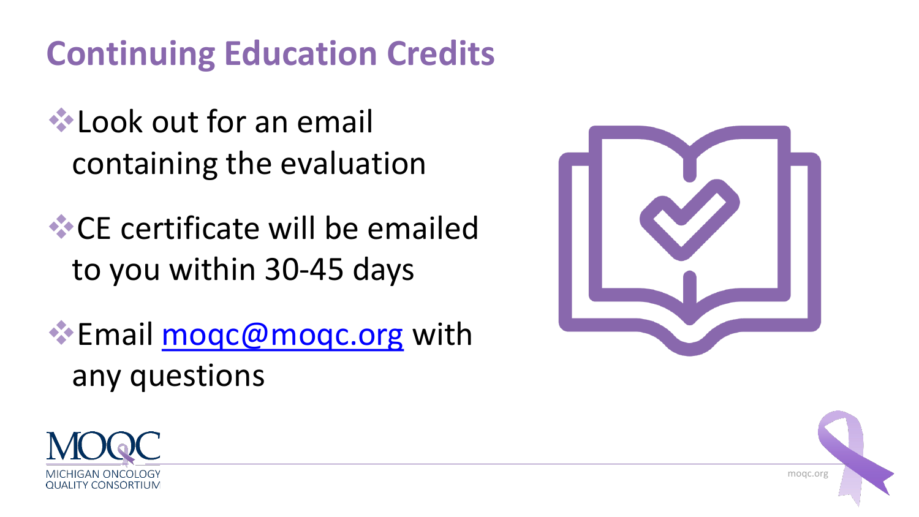# Continuing Education Credits

- Look out for an email containing the evaluation
- CE certificate will be emailed to you within 30-45 days
- Email moqc@moqc.org with any questions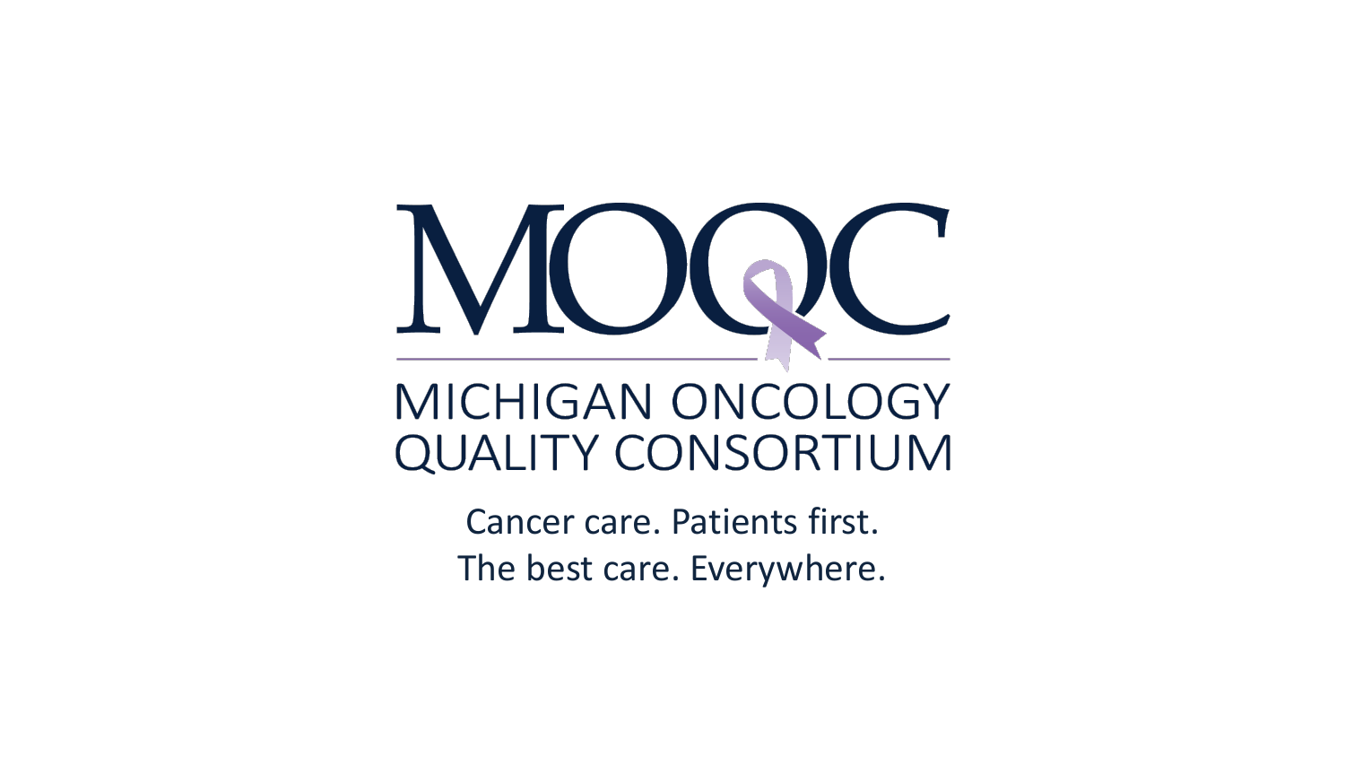# MOQC

MICHIGAN ONCOLOGY QUALITY CONSORTIUM

Cancer care. Patients first.
The best care. Everywhere.